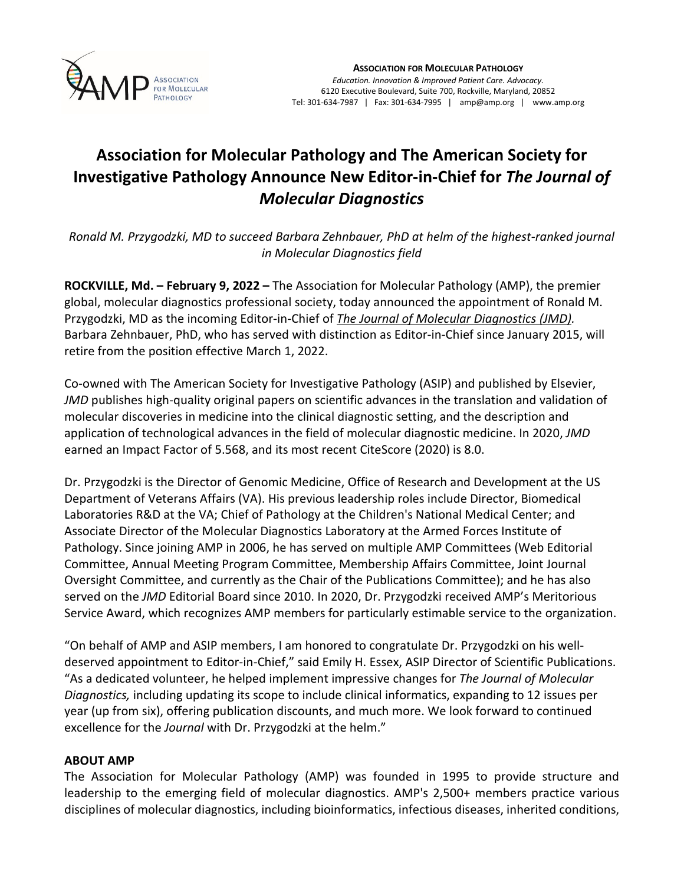**ASSOCIATION FOR MOLECULAR PATHOLOGY**
*Education. Innovation & Improved Patient Care. Advocacy.*
6120 Executive Boulevard, Suite 700, Rockville, Maryland, 20852
Tel: 301-634-7987 | Fax: 301-634-7995 | amp@amp.org | www.amp.org

# Association for Molecular Pathology and The American Society for Investigative Pathology Announce New Editor-in-Chief for *The Journal of Molecular Diagnostics*

*Ronald M. Przygodzki, MD to succeed Barbara Zehnbauer, PhD at helm of the highest-ranked journal in Molecular Diagnostics field*

**ROCKVILLE, Md. – February 9, 2022 –** The Association for Molecular Pathology (AMP), the premier global, molecular diagnostics professional society, today announced the appointment of Ronald M. Przygodzki, MD as the incoming Editor-in-Chief of *The Journal of Molecular Diagnostics (JMD).* Barbara Zehnbauer, PhD, who has served with distinction as Editor-in-Chief since January 2015, will retire from the position effective March 1, 2022.

Co-owned with The American Society for Investigative Pathology (ASIP) and published by Elsevier, *JMD* publishes high-quality original papers on scientific advances in the translation and validation of molecular discoveries in medicine into the clinical diagnostic setting, and the description and application of technological advances in the field of molecular diagnostic medicine. In 2020, *JMD* earned an Impact Factor of 5.568, and its most recent CiteScore (2020) is 8.0.

Dr. Przygodzki is the Director of Genomic Medicine, Office of Research and Development at the US Department of Veterans Affairs (VA). His previous leadership roles include Director, Biomedical Laboratories R&D at the VA; Chief of Pathology at the Children's National Medical Center; and Associate Director of the Molecular Diagnostics Laboratory at the Armed Forces Institute of Pathology. Since joining AMP in 2006, he has served on multiple AMP Committees (Web Editorial Committee, Annual Meeting Program Committee, Membership Affairs Committee, Joint Journal Oversight Committee, and currently as the Chair of the Publications Committee); and he has also served on the *JMD* Editorial Board since 2010. In 2020, Dr. Przygodzki received AMP's Meritorious Service Award, which recognizes AMP members for particularly estimable service to the organization.

"On behalf of AMP and ASIP members, I am honored to congratulate Dr. Przygodzki on his well-deserved appointment to Editor-in-Chief," said Emily H. Essex, ASIP Director of Scientific Publications. "As a dedicated volunteer, he helped implement impressive changes for *The Journal of Molecular Diagnostics,* including updating its scope to include clinical informatics, expanding to 12 issues per year (up from six), offering publication discounts, and much more. We look forward to continued excellence for the *Journal* with Dr. Przygodzki at the helm."

**ABOUT AMP**

The Association for Molecular Pathology (AMP) was founded in 1995 to provide structure and leadership to the emerging field of molecular diagnostics. AMP's 2,500+ members practice various disciplines of molecular diagnostics, including bioinformatics, infectious diseases, inherited conditions,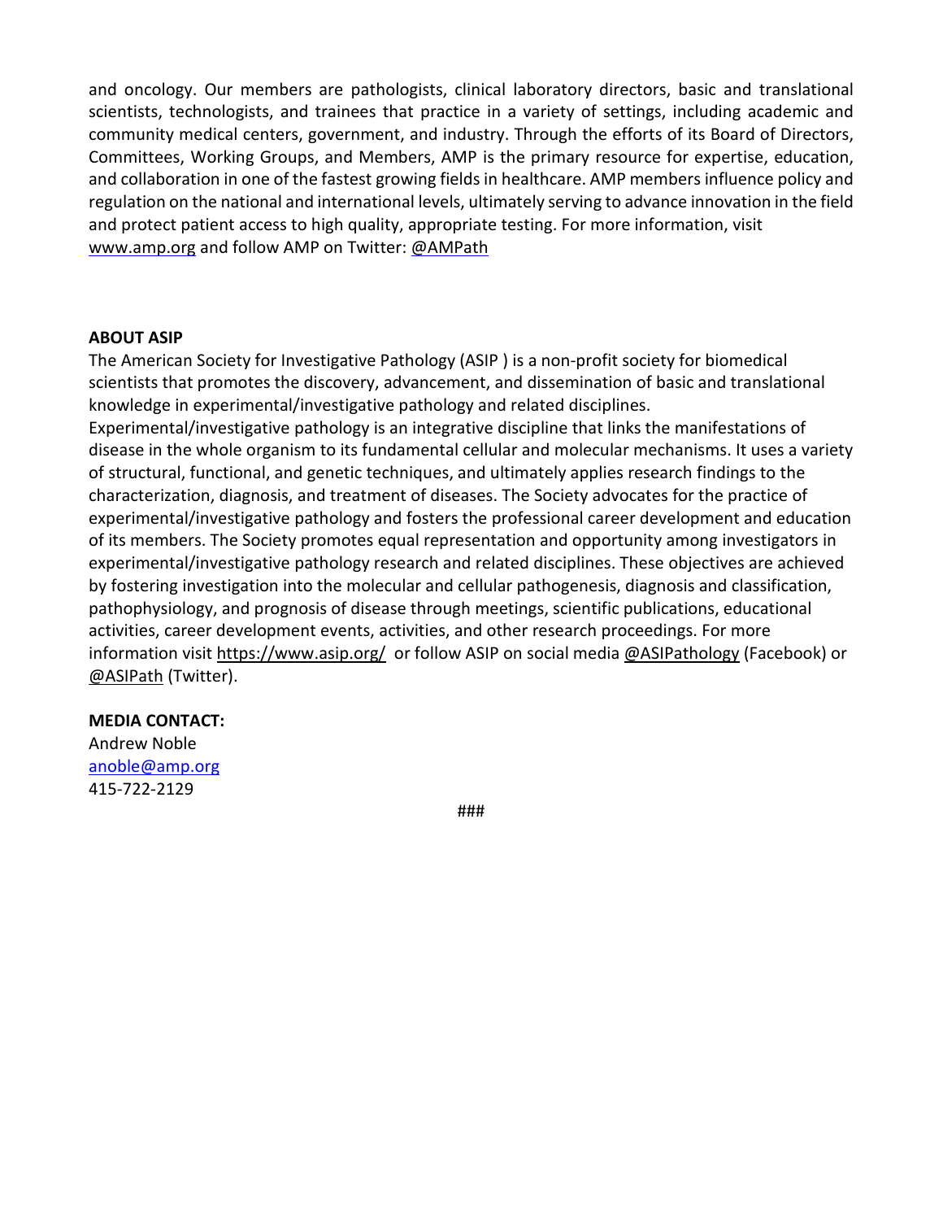and oncology. Our members are pathologists, clinical laboratory directors, basic and translational scientists, technologists, and trainees that practice in a variety of settings, including academic and community medical centers, government, and industry. Through the efforts of its Board of Directors, Committees, Working Groups, and Members, AMP is the primary resource for expertise, education, and collaboration in one of the fastest growing fields in healthcare. AMP members influence policy and regulation on the national and international levels, ultimately serving to advance innovation in the field and protect patient access to high quality, appropriate testing. For more information, visit www.amp.org and follow AMP on Twitter: @AMPath

**ABOUT ASIP**

The American Society for Investigative Pathology (ASIP ) is a non-profit society for biomedical scientists that promotes the discovery, advancement, and dissemination of basic and translational knowledge in experimental/investigative pathology and related disciplines. Experimental/investigative pathology is an integrative discipline that links the manifestations of disease in the whole organism to its fundamental cellular and molecular mechanisms. It uses a variety of structural, functional, and genetic techniques, and ultimately applies research findings to the characterization, diagnosis, and treatment of diseases. The Society advocates for the practice of experimental/investigative pathology and fosters the professional career development and education of its members. The Society promotes equal representation and opportunity among investigators in experimental/investigative pathology research and related disciplines. These objectives are achieved by fostering investigation into the molecular and cellular pathogenesis, diagnosis and classification, pathophysiology, and prognosis of disease through meetings, scientific publications, educational activities, career development events, activities, and other research proceedings. For more information visit https://www.asip.org/ or follow ASIP on social media @ASIPathology (Facebook) or @ASIPath (Twitter).

**MEDIA CONTACT:**

Andrew Noble
anoble@amp.org
415-722-2129

###